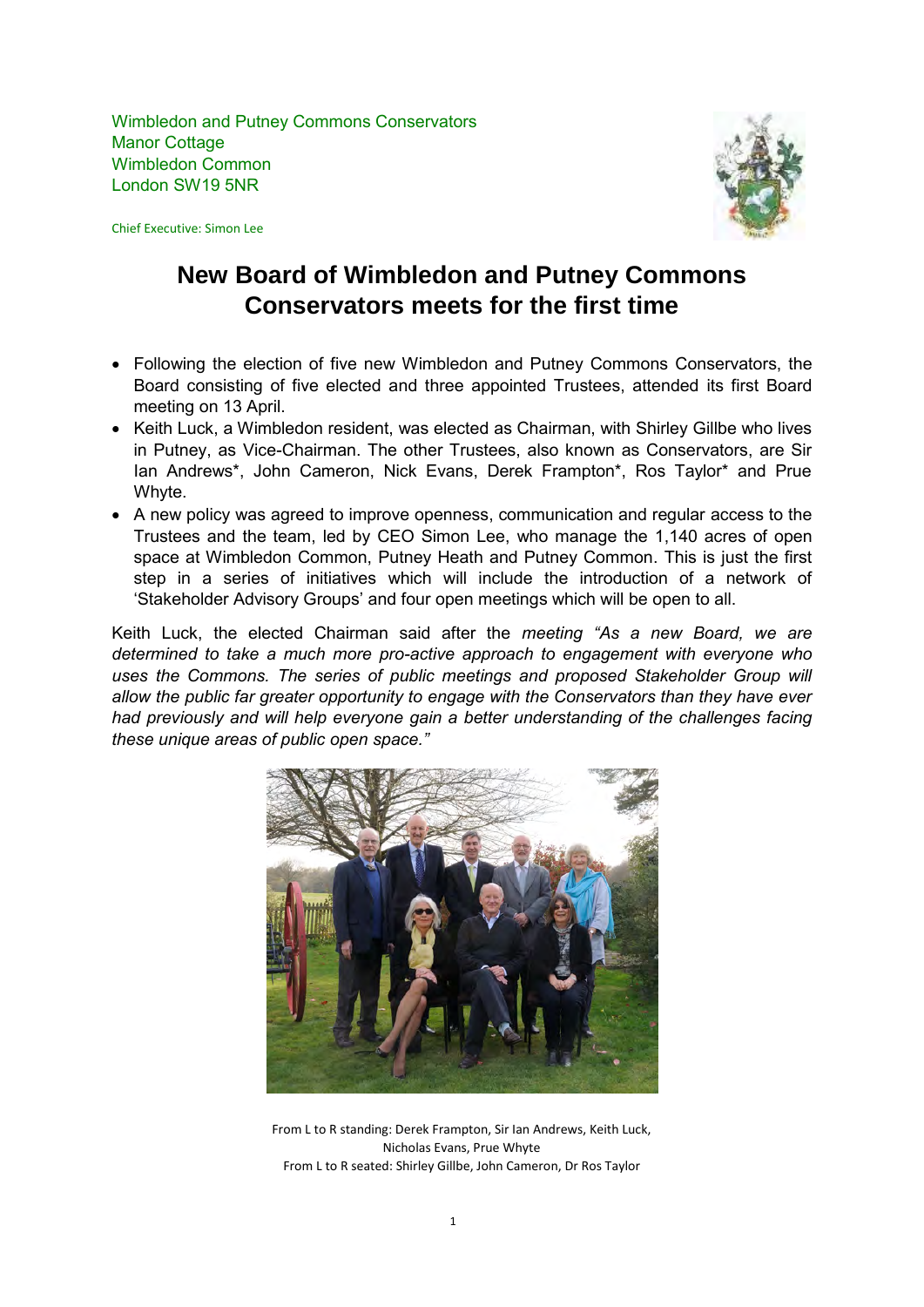Wimbledon and Putney Commons Conservators
Manor Cottage
Wimbledon Common
London SW19 5NR

Chief Executive: Simon Lee

# New Board of Wimbledon and Putney Commons Conservators meets for the first time

- Following the election of five new Wimbledon and Putney Commons Conservators, the Board consisting of five elected and three appointed Trustees, attended its first Board meeting on 13 April.
- Keith Luck, a Wimbledon resident, was elected as Chairman, with Shirley Gillbe who lives in Putney, as Vice-Chairman. The other Trustees, also known as Conservators, are Sir Ian Andrews*, John Cameron, Nick Evans, Derek Frampton*, Ros Taylor* and Prue Whyte.
- A new policy was agreed to improve openness, communication and regular access to the Trustees and the team, led by CEO Simon Lee, who manage the 1,140 acres of open space at Wimbledon Common, Putney Heath and Putney Common. This is just the first step in a series of initiatives which will include the introduction of a network of 'Stakeholder Advisory Groups' and four open meetings which will be open to all.

Keith Luck, the elected Chairman said after the *meeting "As a new Board, we are determined to take a much more pro-active approach to engagement with everyone who uses the Commons. The series of public meetings and proposed Stakeholder Group will allow the public far greater opportunity to engage with the Conservators than they have ever had previously and will help everyone gain a better understanding of the challenges facing these unique areas of public open space."*

From L to R standing: Derek Frampton, Sir Ian Andrews, Keith Luck, Nicholas Evans, Prue Whyte
From L to R seated: Shirley Gillbe, John Cameron, Dr Ros Taylor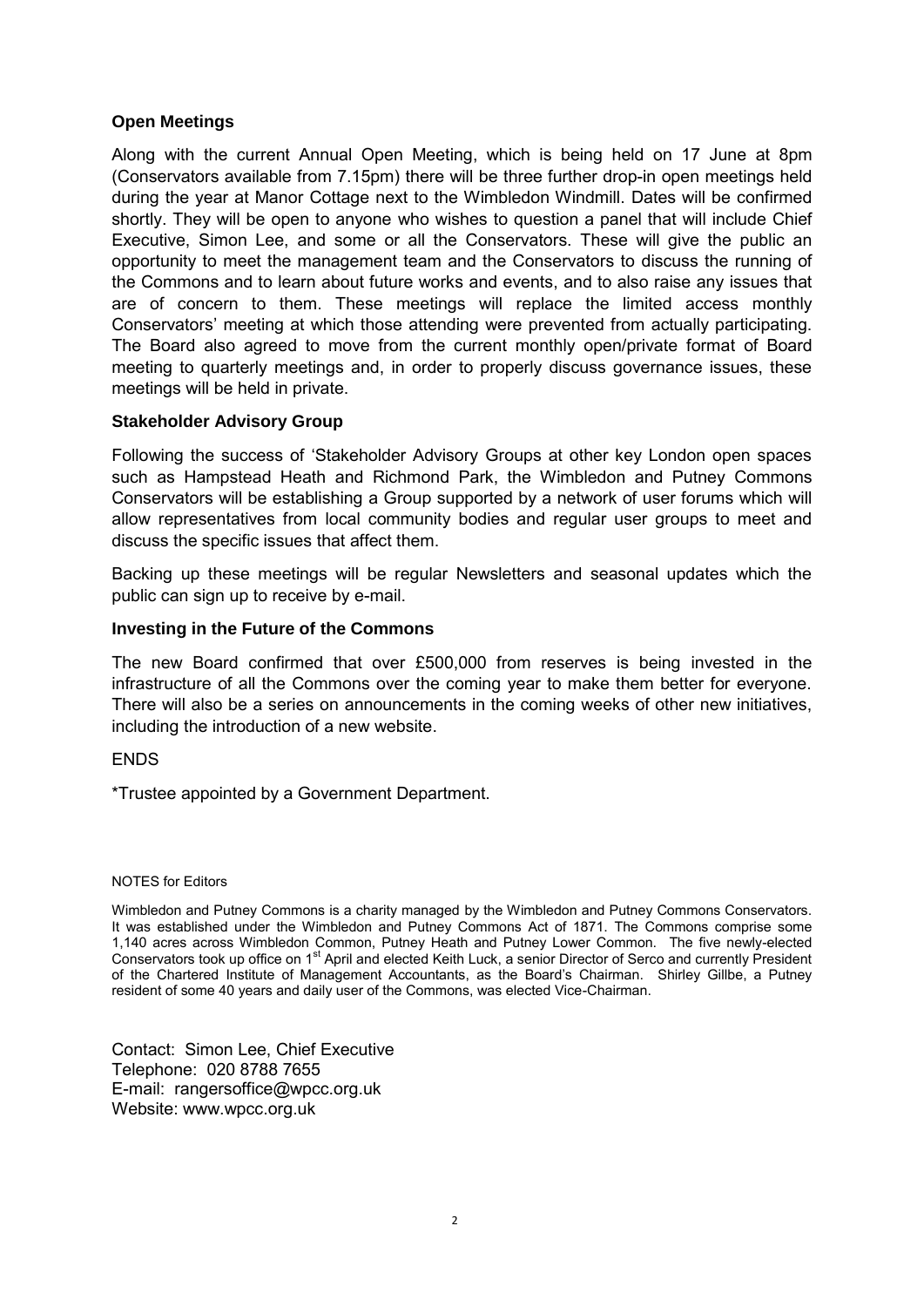**Open Meetings**

Along with the current Annual Open Meeting, which is being held on 17 June at 8pm (Conservators available from 7.15pm) there will be three further drop-in open meetings held during the year at Manor Cottage next to the Wimbledon Windmill. Dates will be confirmed shortly. They will be open to anyone who wishes to question a panel that will include Chief Executive, Simon Lee, and some or all the Conservators. These will give the public an opportunity to meet the management team and the Conservators to discuss the running of the Commons and to learn about future works and events, and to also raise any issues that are of concern to them. These meetings will replace the limited access monthly Conservators' meeting at which those attending were prevented from actually participating. The Board also agreed to move from the current monthly open/private format of Board meeting to quarterly meetings and, in order to properly discuss governance issues, these meetings will be held in private.

**Stakeholder Advisory Group**

Following the success of 'Stakeholder Advisory Groups at other key London open spaces such as Hampstead Heath and Richmond Park, the Wimbledon and Putney Commons Conservators will be establishing a Group supported by a network of user forums which will allow representatives from local community bodies and regular user groups to meet and discuss the specific issues that affect them.

Backing up these meetings will be regular Newsletters and seasonal updates which the public can sign up to receive by e-mail.

**Investing in the Future of the Commons**

The new Board confirmed that over £500,000 from reserves is being invested in the infrastructure of all the Commons over the coming year to make them better for everyone. There will also be a series on announcements in the coming weeks of other new initiatives, including the introduction of a new website.

ENDS

*Trustee appointed by a Government Department.

NOTES for Editors

Wimbledon and Putney Commons is a charity managed by the Wimbledon and Putney Commons Conservators. It was established under the Wimbledon and Putney Commons Act of 1871. The Commons comprise some 1,140 acres across Wimbledon Common, Putney Heath and Putney Lower Common. The five newly-elected Conservators took up office on 1st April and elected Keith Luck, a senior Director of Serco and currently President of the Chartered Institute of Management Accountants, as the Board's Chairman. Shirley Gillbe, a Putney resident of some 40 years and daily user of the Commons, was elected Vice-Chairman.

Contact: Simon Lee, Chief Executive
Telephone: 020 8788 7655
E-mail: rangersoffice@wpcc.org.uk
Website: www.wpcc.org.uk